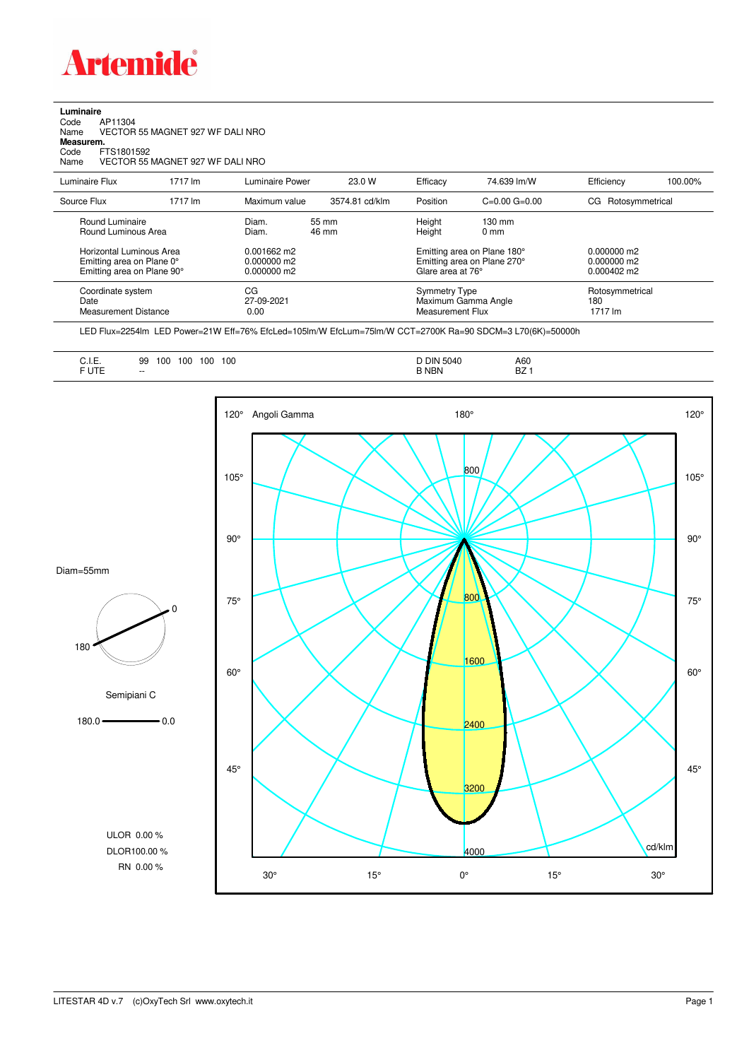# Artemide

**Luminaire**

Code AP11304
Name VECTOR 55 MAGNET 927 WF DALI NRO

**Measurem.**

Code FTS1801592
Name VECTOR 55 MAGNET 927 WF DALI NRO

| Luminaire Flux | 1717 lm | Luminaire Power | 23.0 W | Efficacy | 74.639 lm/W | Efficiency | 100.00% |
|---|---|---|---|---|---|---|---|
| Source Flux | 1717 lm | Maximum value | 3574.81 cd/klm | Position | C=0.00 G=0.00 | CG | Rotosymmetrical |

| | | | | |
|---|---|---|---|---|
| Round Luminaire | Diam. 55 mm | Height 130 mm | | |
| Round Luminous Area | Diam. 46 mm | Height 0 mm | | |
| Horizontal Luminous Area | 0.001662 m2 | Emitting area on Plane 180° | 0.000000 m2 | |
| Emitting area on Plane 0° | 0.000000 m2 | Emitting area on Plane 270° | 0.000000 m2 | |
| Emitting area on Plane 90° | 0.000000 m2 | Glare area at 76° | 0.000402 m2 | |

| | | | |
|---|---|---|---|
| Coordinate system | CG | Symmetry Type | Rotosymmetrical |
| Date | 27-09-2021 | Maximum Gamma Angle | 180 |
| Measurement Distance | 0.00 | Measurement Flux | 1717 lm |

LED Flux=2254lm LED Power=21W Eff=76% EfcLed=105lm/W EfcLum=75lm/W CCT=2700K Ra=90 SDCM=3 L70(6K)=50000h

| | | | |
|---|---|---|---|
| C.I.E. | 99 100 100 100 100 | D DIN 5040 | A60 |
| F UTE | -- | B NBN | BZ 1 |

Diam=55mm

Semipiani C

180.0 — 0.0

ULOR 0.00 %
DLOR100.00 %
RN 0.00 %

Angoli Gamma — cd/klm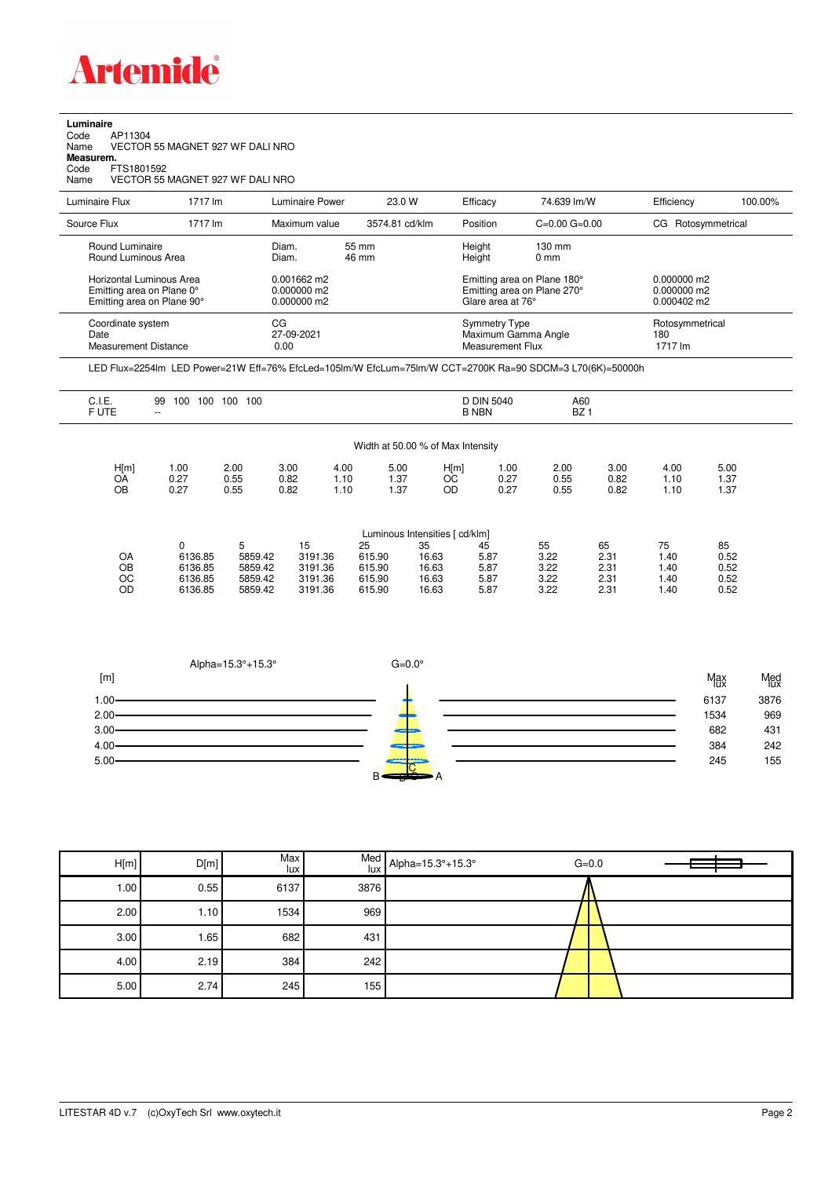Artemide

**Luminaire**

Code AP11304

Name VECTOR 55 MAGNET 927 WF DALI NRO

**Measurem.**

Code FTS1801592

Name VECTOR 55 MAGNET 927 WF DALI NRO

| | | | | | | | |
|---|---|---|---|---|---|---|---|
| Luminaire Flux | 1717 lm | Luminaire Power | 23.0 W | Efficacy | 74.639 lm/W | Efficiency | 100.00% |
| Source Flux | 1717 lm | Maximum value | 3574.81 cd/klm | Position | C=0.00 G=0.00 | CG | Rotosymmetrical |

| | | | | | |
|---|---|---|---|---|---|
| Round Luminaire | Diam. | 55 mm | Height | 130 mm | |
| Round Luminous Area | Diam. | 46 mm | Height | 0 mm | |
| Horizontal Luminous Area | 0.001662 m2 | | Emitting area on Plane 180° | | 0.000000 m2 |
| Emitting area on Plane 0° | 0.000000 m2 | | Emitting area on Plane 270° | | 0.000000 m2 |
| Emitting area on Plane 90° | 0.000000 m2 | | Glare area at 76° | | 0.000402 m2 |
| Coordinate system | CG | | Symmetry Type | | Rotosymmetrical |
| Date | 27-09-2021 | | Maximum Gamma Angle | | 180 |
| Measurement Distance | 0.00 | | Measurement Flux | | 1717 lm |

LED Flux=2254lm LED Power=21W Eff=76% EfcLed=105lm/W EfcLum=75lm/W CCT=2700K Ra=90 SDCM=3 L70(6K)=50000h

| | | | |
|---|---|---|---|
| C.I.E. | 99 100 100 100 100 | D DIN 5040 | A60 |
| F UTE | -- | B NBN | BZ 1 |

Width at 50.00 % of Max Intensity

| H[m] | 1.00 | 2.00 | 3.00 | 4.00 | 5.00 | H[m] | 1.00 | 2.00 | 3.00 | 4.00 | 5.00 |
|---|---|---|---|---|---|---|---|---|---|---|---|
| OA | 0.27 | 0.55 | 0.82 | 1.10 | 1.37 | OC | 0.27 | 0.55 | 0.82 | 1.10 | 1.37 |
| OB | 0.27 | 0.55 | 0.82 | 1.10 | 1.37 | OD | 0.27 | 0.55 | 0.82 | 1.10 | 1.37 |

Luminous Intensities [ cd/klm]

| | 0 | 5 | 15 | 25 | 35 | 45 | 55 | 65 | 75 | 85 |
|---|---|---|---|---|---|---|---|---|---|---|
| OA | 6136.85 | 5859.42 | 3191.36 | 615.90 | 16.63 | 5.87 | 3.22 | 2.31 | 1.40 | 0.52 |
| OB | 6136.85 | 5859.42 | 3191.36 | 615.90 | 16.63 | 5.87 | 3.22 | 2.31 | 1.40 | 0.52 |
| OC | 6136.85 | 5859.42 | 3191.36 | 615.90 | 16.63 | 5.87 | 3.22 | 2.31 | 1.40 | 0.52 |
| OD | 6136.85 | 5859.42 | 3191.36 | 615.90 | 16.63 | 5.87 | 3.22 | 2.31 | 1.40 | 0.52 |

Alpha=15.3°+15.3°

G=0.0°

[m]

1.00

2.00

3.00

4.00

5.00

B C D A

Max lux | Med lux

6137 3876

1534 969

682 431

384 242

245 155

| H[m] | D[m] | Max lux | Med lux | Alpha=15.3°+15.3° G=0.0 |
|---|---|---|---|---|
| 1.00 | 0.55 | 6137 | 3876 | |
| 2.00 | 1.10 | 1534 | 969 | |
| 3.00 | 1.65 | 682 | 431 | |
| 4.00 | 2.19 | 384 | 242 | |
| 5.00 | 2.74 | 245 | 155 | |

LITESTAR 4D v.7 (c)OxyTech Srl www.oxytech.it